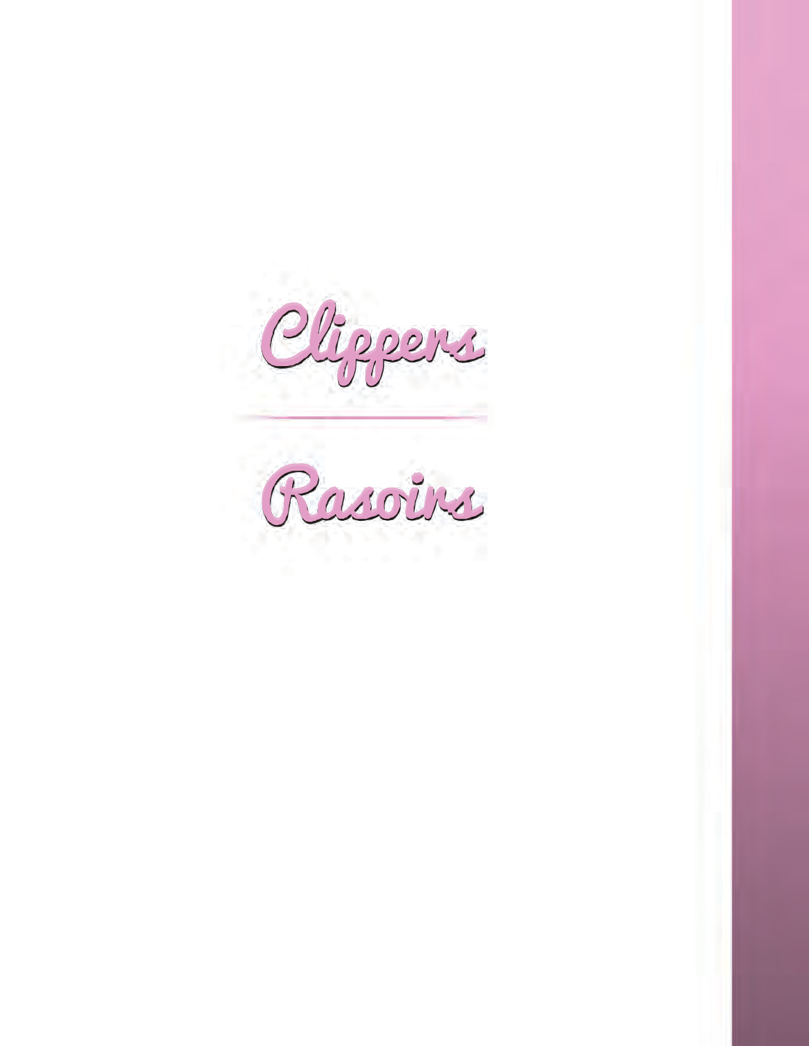# Clippers

---

# Rasoirs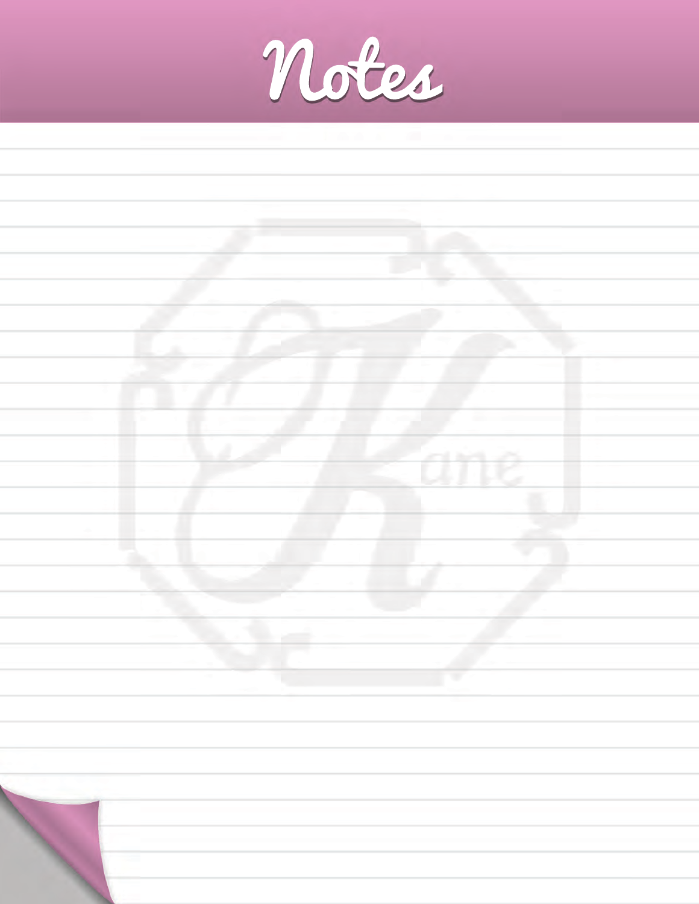# Notes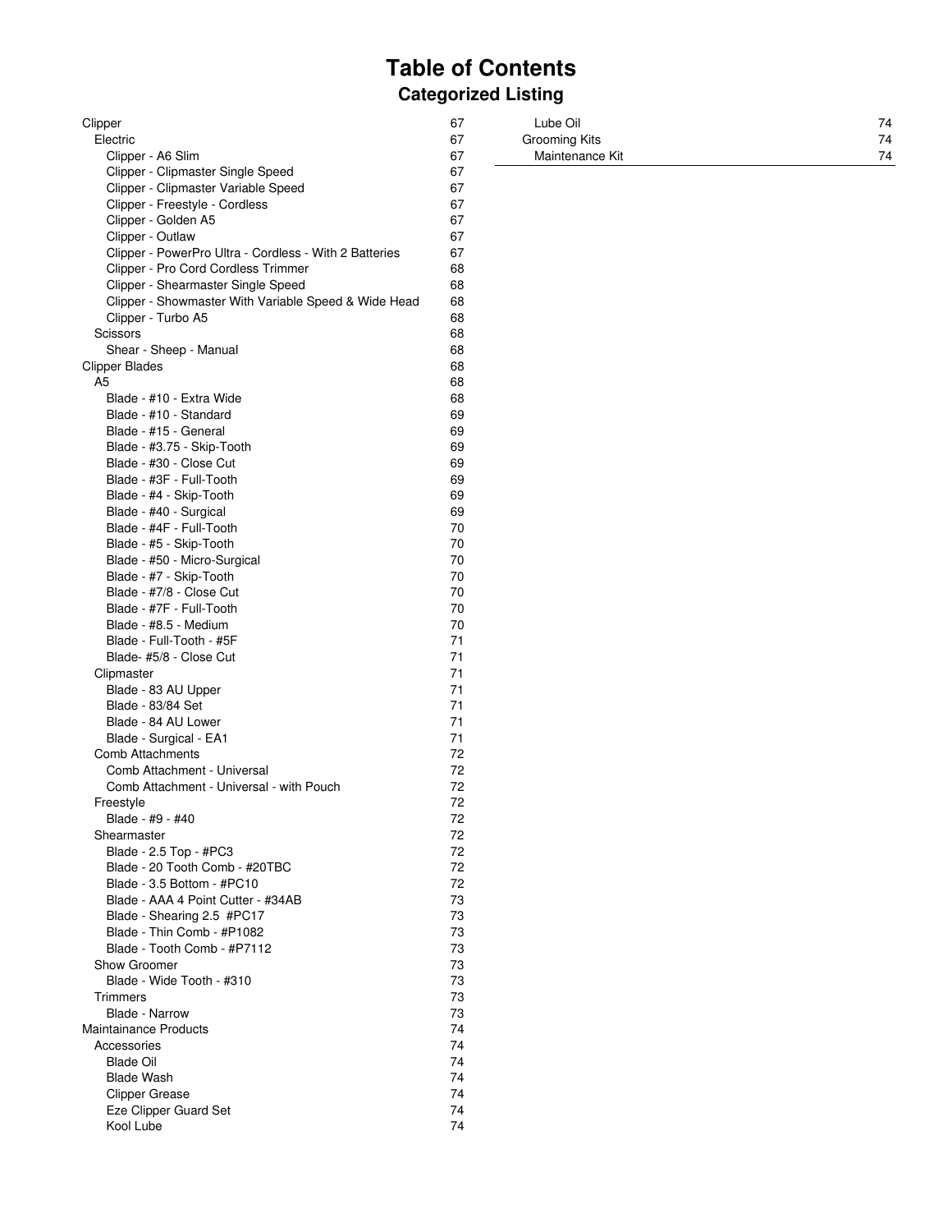# Table of Contents

## Categorized Listing

| Entry | Page |
|---|---|
| Clipper | 67 |
| Electric | 67 |
| Clipper - A6 Slim | 67 |
| Clipper - Clipmaster Single Speed | 67 |
| Clipper - Clipmaster Variable Speed | 67 |
| Clipper - Freestyle - Cordless | 67 |
| Clipper - Golden A5 | 67 |
| Clipper - Outlaw | 67 |
| Clipper - PowerPro Ultra - Cordless - With 2 Batteries | 67 |
| Clipper - Pro Cord Cordless Trimmer | 68 |
| Clipper - Shearmaster Single Speed | 68 |
| Clipper - Showmaster With Variable Speed & Wide Head | 68 |
| Clipper - Turbo A5 | 68 |
| Scissors | 68 |
| Shear - Sheep - Manual | 68 |
| Clipper Blades | 68 |
| A5 | 68 |
| Blade - #10 - Extra Wide | 68 |
| Blade - #10 - Standard | 69 |
| Blade - #15 - General | 69 |
| Blade - #3.75 - Skip-Tooth | 69 |
| Blade - #30 - Close Cut | 69 |
| Blade - #3F - Full-Tooth | 69 |
| Blade - #4 - Skip-Tooth | 69 |
| Blade - #40 - Surgical | 69 |
| Blade - #4F - Full-Tooth | 70 |
| Blade - #5 - Skip-Tooth | 70 |
| Blade - #50 - Micro-Surgical | 70 |
| Blade - #7 - Skip-Tooth | 70 |
| Blade - #7/8 - Close Cut | 70 |
| Blade - #7F - Full-Tooth | 70 |
| Blade - #8.5 - Medium | 70 |
| Blade - Full-Tooth - #5F | 71 |
| Blade- #5/8 - Close Cut | 71 |
| Clipmaster | 71 |
| Blade - 83 AU Upper | 71 |
| Blade - 83/84 Set | 71 |
| Blade - 84 AU Lower | 71 |
| Blade - Surgical - EA1 | 71 |
| Comb Attachments | 72 |
| Comb Attachment - Universal | 72 |
| Comb Attachment - Universal - with Pouch | 72 |
| Freestyle | 72 |
| Blade - #9 - #40 | 72 |
| Shearmaster | 72 |
| Blade - 2.5 Top - #PC3 | 72 |
| Blade - 20 Tooth Comb - #20TBC | 72 |
| Blade - 3.5 Bottom - #PC10 | 72 |
| Blade - AAA 4 Point Cutter - #34AB | 73 |
| Blade - Shearing 2.5 #PC17 | 73 |
| Blade - Thin Comb - #P1082 | 73 |
| Blade - Tooth Comb - #P7112 | 73 |
| Show Groomer | 73 |
| Blade - Wide Tooth - #310 | 73 |
| Trimmers | 73 |
| Blade - Narrow | 73 |
| Maintainance Products | 74 |
| Accessories | 74 |
| Blade Oil | 74 |
| Blade Wash | 74 |
| Clipper Grease | 74 |
| Eze Clipper Guard Set | 74 |
| Kool Lube | 74 |
| Lube Oil | 74 |
| Grooming Kits | 74 |
| Maintenance Kit | 74 |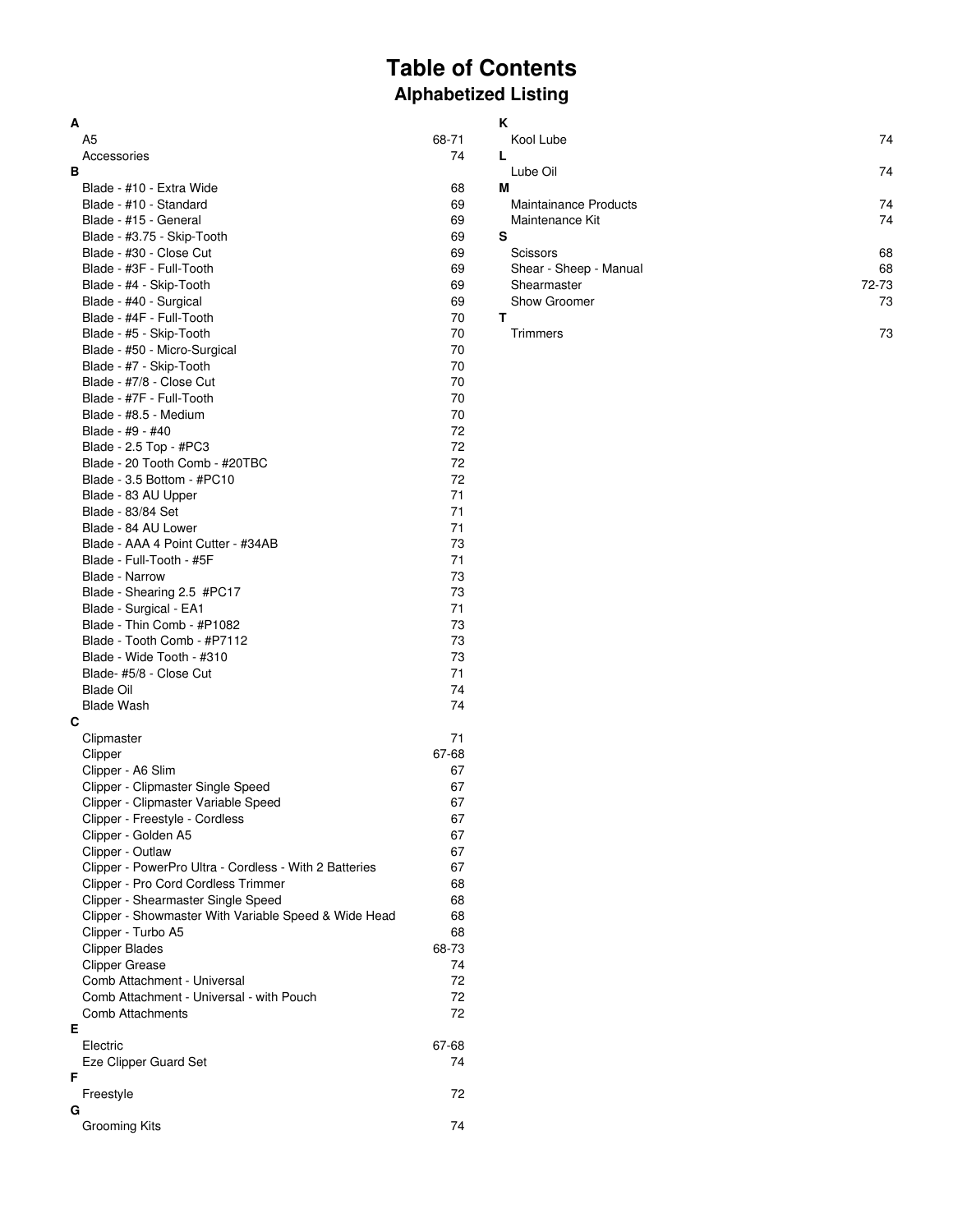# Table of Contents

## Alphabetized Listing

**A**

| Item | Page |
|---|---|
| A5 | 68-71 |
| Accessories | 74 |

**B**

| Item | Page |
|---|---|
| Blade - #10 - Extra Wide | 68 |
| Blade - #10 - Standard | 69 |
| Blade - #15 - General | 69 |
| Blade - #3.75 - Skip-Tooth | 69 |
| Blade - #30 - Close Cut | 69 |
| Blade - #3F - Full-Tooth | 69 |
| Blade - #4 - Skip-Tooth | 69 |
| Blade - #40 - Surgical | 69 |
| Blade - #4F - Full-Tooth | 70 |
| Blade - #5 - Skip-Tooth | 70 |
| Blade - #50 - Micro-Surgical | 70 |
| Blade - #7 - Skip-Tooth | 70 |
| Blade - #7/8 - Close Cut | 70 |
| Blade - #7F - Full-Tooth | 70 |
| Blade - #8.5 - Medium | 70 |
| Blade - #9 - #40 | 72 |
| Blade - 2.5 Top - #PC3 | 72 |
| Blade - 20 Tooth Comb - #20TBC | 72 |
| Blade - 3.5 Bottom - #PC10 | 72 |
| Blade - 83 AU Upper | 71 |
| Blade - 83/84 Set | 71 |
| Blade - 84 AU Lower | 71 |
| Blade - AAA 4 Point Cutter - #34AB | 73 |
| Blade - Full-Tooth - #5F | 71 |
| Blade - Narrow | 73 |
| Blade - Shearing 2.5 #PC17 | 73 |
| Blade - Surgical - EA1 | 71 |
| Blade - Thin Comb - #P1082 | 73 |
| Blade - Tooth Comb - #P7112 | 73 |
| Blade - Wide Tooth - #310 | 73 |
| Blade- #5/8 - Close Cut | 71 |
| Blade Oil | 74 |
| Blade Wash | 74 |

**C**

| Item | Page |
|---|---|
| Clipmaster | 71 |
| Clipper | 67-68 |
| Clipper - A6 Slim | 67 |
| Clipper - Clipmaster Single Speed | 67 |
| Clipper - Clipmaster Variable Speed | 67 |
| Clipper - Freestyle - Cordless | 67 |
| Clipper - Golden A5 | 67 |
| Clipper - Outlaw | 67 |
| Clipper - PowerPro Ultra - Cordless - With 2 Batteries | 67 |
| Clipper - Pro Cord Cordless Trimmer | 68 |
| Clipper - Shearmaster Single Speed | 68 |
| Clipper - Showmaster With Variable Speed & Wide Head | 68 |
| Clipper - Turbo A5 | 68 |
| Clipper Blades | 68-73 |
| Clipper Grease | 74 |
| Comb Attachment - Universal | 72 |
| Comb Attachment - Universal - with Pouch | 72 |
| Comb Attachments | 72 |

**E**

| Item | Page |
|---|---|
| Electric | 67-68 |
| Eze Clipper Guard Set | 74 |

**F**

| Item | Page |
|---|---|
| Freestyle | 72 |

**G**

| Item | Page |
|---|---|
| Grooming Kits | 74 |

**K**

| Item | Page |
|---|---|
| Kool Lube | 74 |

**L**

| Item | Page |
|---|---|
| Lube Oil | 74 |

**M**

| Item | Page |
|---|---|
| Maintainance Products | 74 |
| Maintenance Kit | 74 |

**S**

| Item | Page |
|---|---|
| Scissors | 68 |
| Shear - Sheep - Manual | 68 |
| Shearmaster | 72-73 |
| Show Groomer | 73 |

**T**

| Item | Page |
|---|---|
| Trimmers | 73 |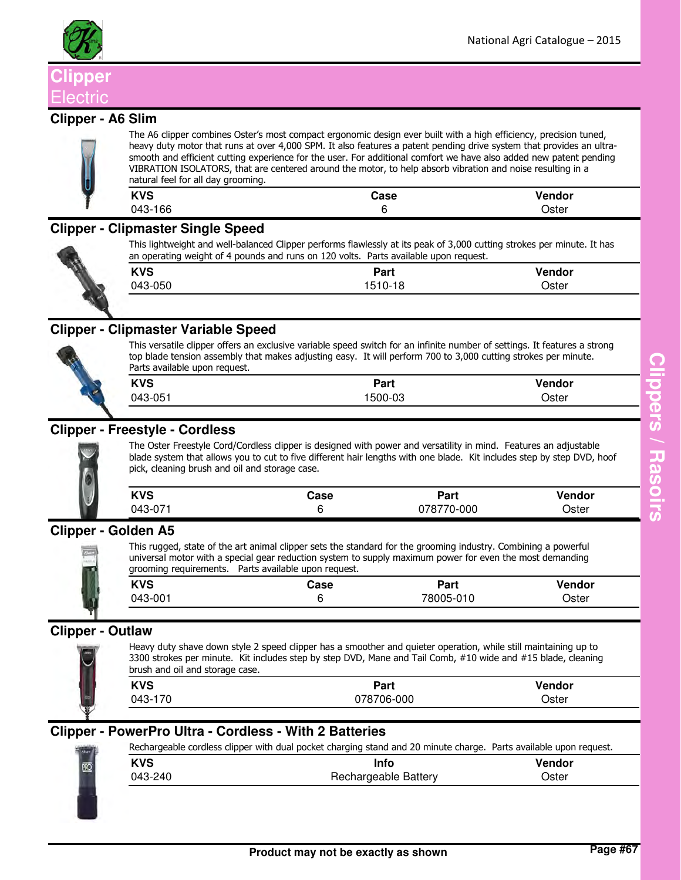# Clipper

## Electric

### Clipper - A6 Slim

The A6 clipper combines Oster's most compact ergonomic design ever built with a high efficiency, precision tuned, heavy duty motor that runs at over 4,000 SPM. It also features a patent pending drive system that provides an ultra-smooth and efficient cutting experience for the user. For additional comfort we have also added new patent pending VIBRATION ISOLATORS, that are centered around the motor, to help absorb vibration and noise resulting in a natural feel for all day grooming.

| KVS | Case | Vendor |
|---|---|---|
| 043-166 | 6 | Oster |

### Clipper - Clipmaster Single Speed

This lightweight and well-balanced Clipper performs flawlessly at its peak of 3,000 cutting strokes per minute. It has an operating weight of 4 pounds and runs on 120 volts. Parts available upon request.

| KVS | Part | Vendor |
|---|---|---|
| 043-050 | 1510-18 | Oster |

### Clipper - Clipmaster Variable Speed

This versatile clipper offers an exclusive variable speed switch for an infinite number of settings. It features a strong top blade tension assembly that makes adjusting easy. It will perform 700 to 3,000 cutting strokes per minute. Parts available upon request.

| KVS | Part | Vendor |
|---|---|---|
| 043-051 | 1500-03 | Oster |

### Clipper - Freestyle - Cordless

The Oster Freestyle Cord/Cordless clipper is designed with power and versatility in mind. Features an adjustable blade system that allows you to cut to five different hair lengths with one blade. Kit includes step by step DVD, hoof pick, cleaning brush and oil and storage case.

| KVS | Case | Part | Vendor |
|---|---|---|---|
| 043-071 | 6 | 078770-000 | Oster |

### Clipper - Golden A5

This rugged, state of the art animal clipper sets the standard for the grooming industry. Combining a powerful universal motor with a special gear reduction system to supply maximum power for even the most demanding grooming requirements. Parts available upon request.

| KVS | Case | Part | Vendor |
|---|---|---|---|
| 043-001 | 6 | 78005-010 | Oster |

### Clipper - Outlaw

Heavy duty shave down style 2 speed clipper has a smoother and quieter operation, while still maintaining up to 3300 strokes per minute. Kit includes step by step DVD, Mane and Tail Comb, #10 wide and #15 blade, cleaning brush and oil and storage case.

| KVS | Part | Vendor |
|---|---|---|
| 043-170 | 078706-000 | Oster |

### Clipper - PowerPro Ultra - Cordless - With 2 Batteries

Rechargeable cordless clipper with dual pocket charging stand and 20 minute charge. Parts available upon request.

| KVS | Info | Vendor |
|---|---|---|
| 043-240 | Rechargeable Battery | Oster |

**Product may not be exactly as shown**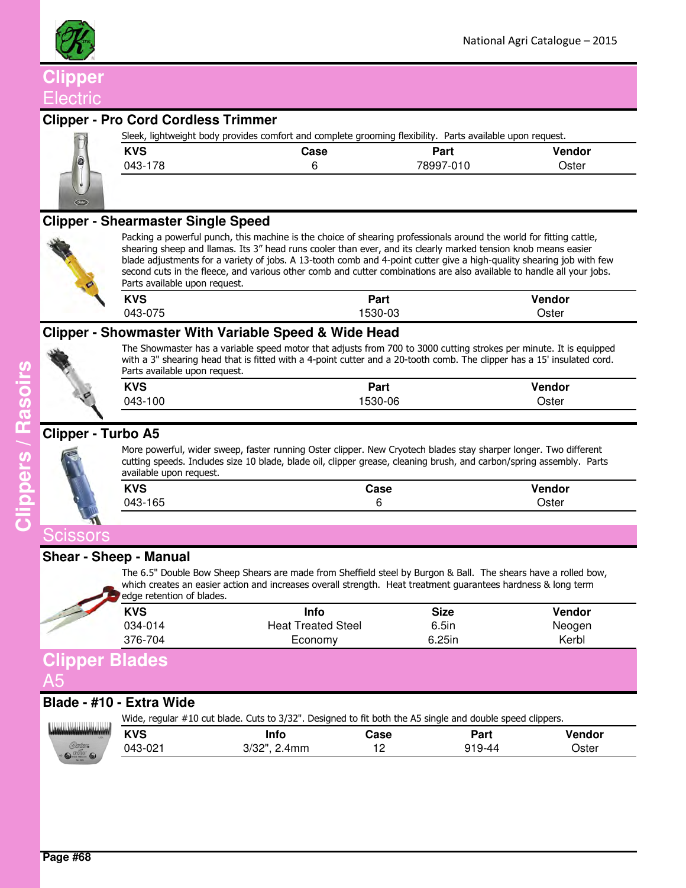# Clipper
## Electric

### Clipper - Pro Cord Cordless Trimmer

Sleek, lightweight body provides comfort and complete grooming flexibility. Parts available upon request.

| KVS | Case | Part | Vendor |
|---|---|---|---|
| 043-178 | 6 | 78997-010 | Oster |

### Clipper - Shearmaster Single Speed

Packing a powerful punch, this machine is the choice of shearing professionals around the world for fitting cattle, shearing sheep and llamas. Its 3" head runs cooler than ever, and its clearly marked tension knob means easier blade adjustments for a variety of jobs. A 13-tooth comb and 4-point cutter give a high-quality shearing job with few second cuts in the fleece, and various other comb and cutter combinations are also available to handle all your jobs. Parts available upon request.

| KVS | Part | Vendor |
|---|---|---|
| 043-075 | 1530-03 | Oster |

### Clipper - Showmaster With Variable Speed & Wide Head

The Showmaster has a variable speed motor that adjusts from 700 to 3000 cutting strokes per minute. It is equipped with a 3" shearing head that is fitted with a 4-point cutter and a 20-tooth comb. The clipper has a 15' insulated cord. Parts available upon request.

| KVS | Part | Vendor |
|---|---|---|
| 043-100 | 1530-06 | Oster |

### Clipper - Turbo A5

More powerful, wider sweep, faster running Oster clipper. New Cryotech blades stay sharper longer. Two different cutting speeds. Includes size 10 blade, blade oil, clipper grease, cleaning brush, and carbon/spring assembly. Parts available upon request.

| KVS | Case | Vendor |
|---|---|---|
| 043-165 | 6 | Oster |

## Scissors

### Shear - Sheep - Manual

The 6.5" Double Bow Sheep Shears are made from Sheffield steel by Burgon & Ball. The shears have a rolled bow, which creates an easier action and increases overall strength. Heat treatment guarantees hardness & long term edge retention of blades.

| KVS | Info | Size | Vendor |
|---|---|---|---|
| 034-014 | Heat Treated Steel | 6.5in | Neogen |
| 376-704 | Economy | 6.25in | Kerbl |

# Clipper Blades
## A5

### Blade - #10 - Extra Wide

Wide, regular #10 cut blade. Cuts to 3/32". Designed to fit both the A5 single and double speed clippers.

| KVS | Info | Case | Part | Vendor |
|---|---|---|---|---|
| 043-021 | 3/32", 2.4mm | 12 | 919-44 | Oster |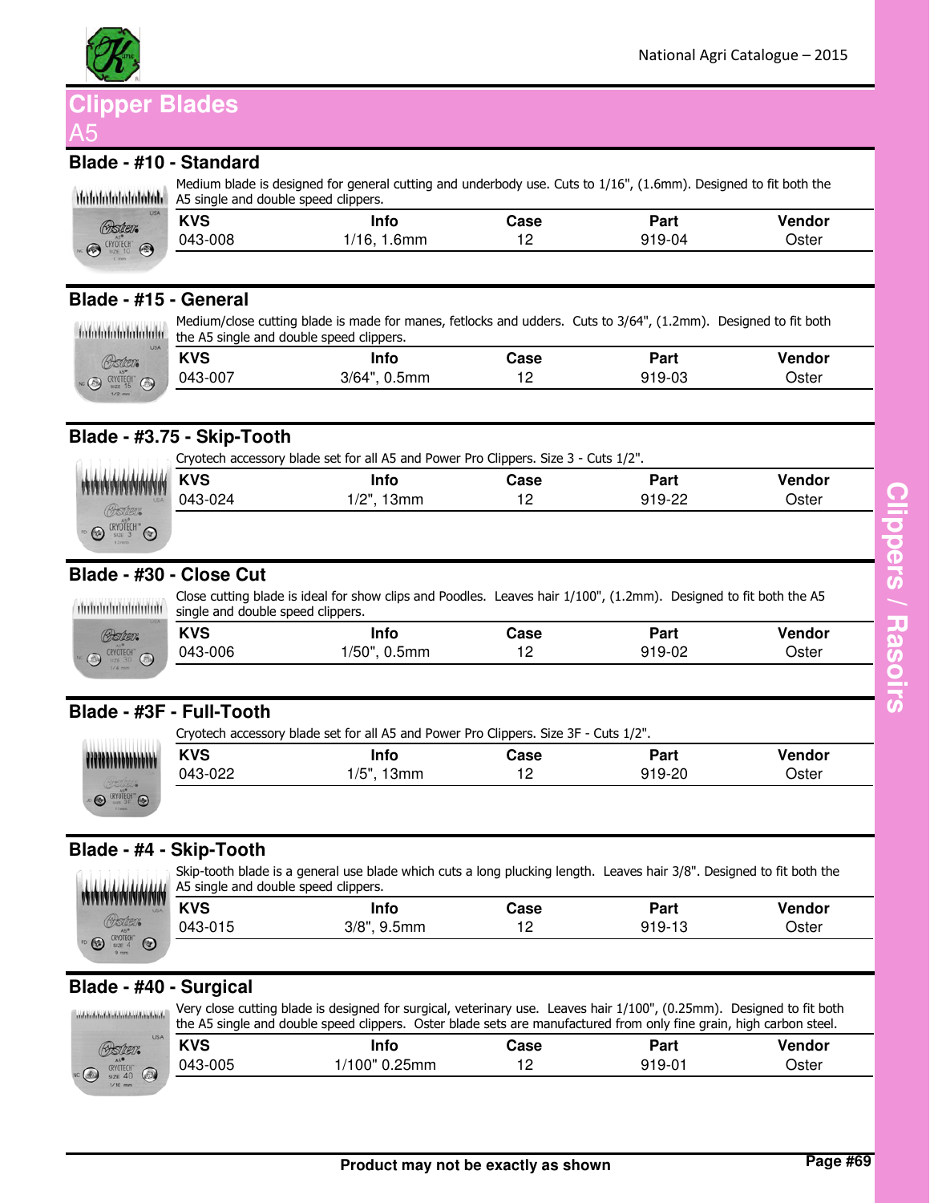# Clipper Blades

## A5

### Blade - #10 - Standard

Medium blade is designed for general cutting and underbody use. Cuts to 1/16", (1.6mm). Designed to fit both the A5 single and double speed clippers.

| KVS | Info | Case | Part | Vendor |
|---|---|---|---|---|
| 043-008 | 1/16, 1.6mm | 12 | 919-04 | Oster |

### Blade - #15 - General

Medium/close cutting blade is made for manes, fetlocks and udders. Cuts to 3/64", (1.2mm). Designed to fit both the A5 single and double speed clippers.

| KVS | Info | Case | Part | Vendor |
|---|---|---|---|---|
| 043-007 | 3/64", 0.5mm | 12 | 919-03 | Oster |

### Blade - #3.75 - Skip-Tooth

Cryotech accessory blade set for all A5 and Power Pro Clippers. Size 3 - Cuts 1/2".

| KVS | Info | Case | Part | Vendor |
|---|---|---|---|---|
| 043-024 | 1/2", 13mm | 12 | 919-22 | Oster |

### Blade - #30 - Close Cut

Close cutting blade is ideal for show clips and Poodles. Leaves hair 1/100", (1.2mm). Designed to fit both the A5 single and double speed clippers.

| KVS | Info | Case | Part | Vendor |
|---|---|---|---|---|
| 043-006 | 1/50", 0.5mm | 12 | 919-02 | Oster |

### Blade - #3F - Full-Tooth

Cryotech accessory blade set for all A5 and Power Pro Clippers. Size 3F - Cuts 1/2".

| KVS | Info | Case | Part | Vendor |
|---|---|---|---|---|
| 043-022 | 1/5", 13mm | 12 | 919-20 | Oster |

### Blade - #4 - Skip-Tooth

Skip-tooth blade is a general use blade which cuts a long plucking length. Leaves hair 3/8". Designed to fit both the A5 single and double speed clippers.

| KVS | Info | Case | Part | Vendor |
|---|---|---|---|---|
| 043-015 | 3/8", 9.5mm | 12 | 919-13 | Oster |

### Blade - #40 - Surgical

Very close cutting blade is designed for surgical, veterinary use. Leaves hair 1/100", (0.25mm). Designed to fit both the A5 single and double speed clippers. Oster blade sets are manufactured from only fine grain, high carbon steel.

| KVS | Info | Case | Part | Vendor |
|---|---|---|---|---|
| 043-005 | 1/100" 0.25mm | 12 | 919-01 | Oster |

**Product may not be exactly as shown**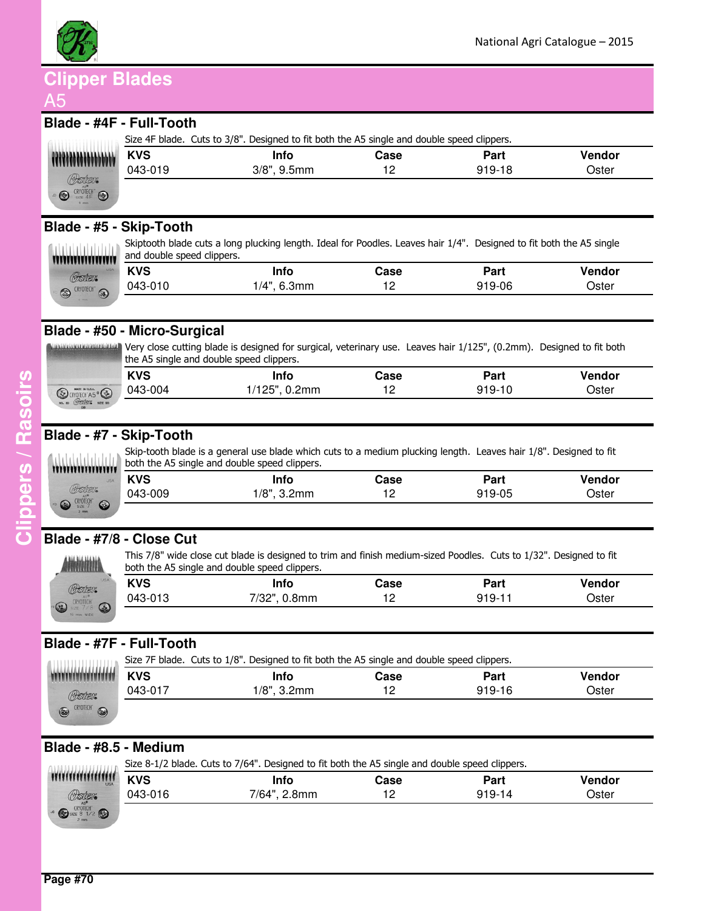# Clipper Blades

## A5

### Blade - #4F - Full-Tooth

Size 4F blade. Cuts to 3/8". Designed to fit both the A5 single and double speed clippers.

| KVS | Info | Case | Part | Vendor |
|---|---|---|---|---|
| 043-019 | 3/8", 9.5mm | 12 | 919-18 | Oster |

### Blade - #5 - Skip-Tooth

Skiptooth blade cuts a long plucking length. Ideal for Poodles. Leaves hair 1/4". Designed to fit both the A5 single and double speed clippers.

| KVS | Info | Case | Part | Vendor |
|---|---|---|---|---|
| 043-010 | 1/4", 6.3mm | 12 | 919-06 | Oster |

### Blade - #50 - Micro-Surgical

Very close cutting blade is designed for surgical, veterinary use. Leaves hair 1/125", (0.2mm). Designed to fit both the A5 single and double speed clippers.

| KVS | Info | Case | Part | Vendor |
|---|---|---|---|---|
| 043-004 | 1/125", 0.2mm | 12 | 919-10 | Oster |

### Blade - #7 - Skip-Tooth

Skip-tooth blade is a general use blade which cuts to a medium plucking length. Leaves hair 1/8". Designed to fit both the A5 single and double speed clippers.

| KVS | Info | Case | Part | Vendor |
|---|---|---|---|---|
| 043-009 | 1/8", 3.2mm | 12 | 919-05 | Oster |

### Blade - #7/8 - Close Cut

This 7/8" wide close cut blade is designed to trim and finish medium-sized Poodles. Cuts to 1/32". Designed to fit both the A5 single and double speed clippers.

| KVS | Info | Case | Part | Vendor |
|---|---|---|---|---|
| 043-013 | 7/32", 0.8mm | 12 | 919-11 | Oster |

### Blade - #7F - Full-Tooth

Size 7F blade. Cuts to 1/8". Designed to fit both the A5 single and double speed clippers.

| KVS | Info | Case | Part | Vendor |
|---|---|---|---|---|
| 043-017 | 1/8", 3.2mm | 12 | 919-16 | Oster |

### Blade - #8.5 - Medium

Size 8-1/2 blade. Cuts to 7/64". Designed to fit both the A5 single and double speed clippers.

| KVS | Info | Case | Part | Vendor |
|---|---|---|---|---|
| 043-016 | 7/64", 2.8mm | 12 | 919-14 | Oster |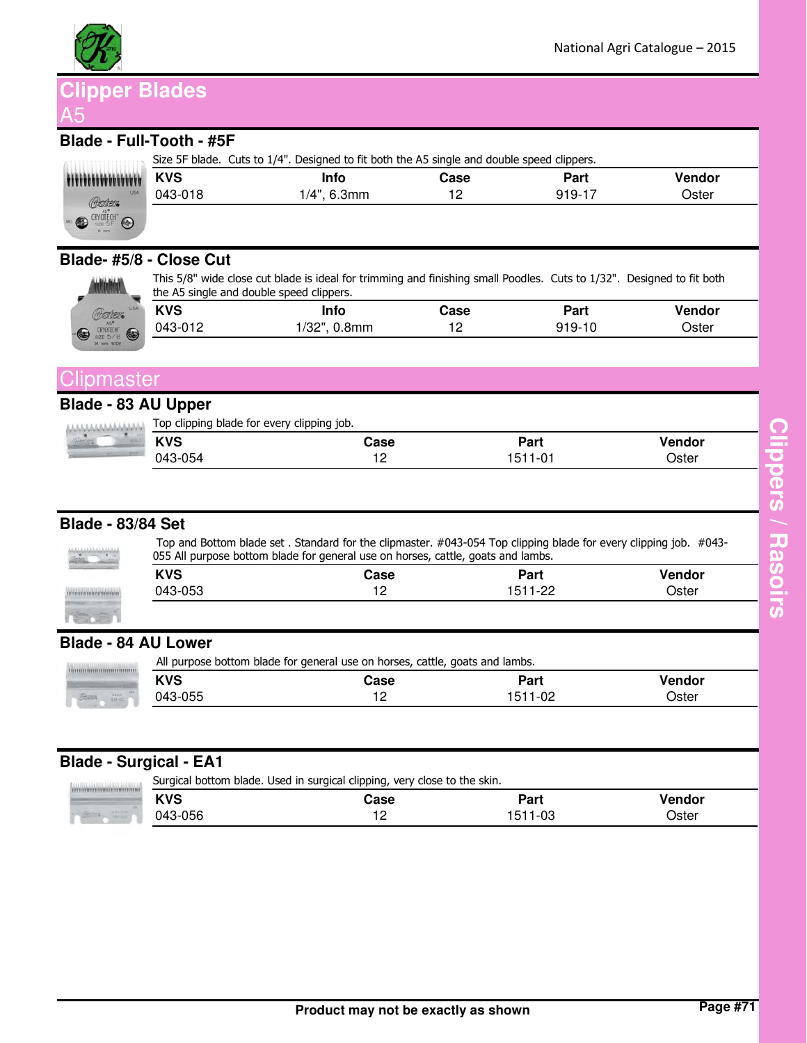# Clipper Blades

## A5

### Blade - Full-Tooth - #5F

Size 5F blade. Cuts to 1/4". Designed to fit both the A5 single and double speed clippers.

| KVS | Info | Case | Part | Vendor |
|---|---|---|---|---|
| 043-018 | 1/4", 6.3mm | 12 | 919-17 | Oster |

### Blade- #5/8 - Close Cut

This 5/8" wide close cut blade is ideal for trimming and finishing small Poodles. Cuts to 1/32". Designed to fit both the A5 single and double speed clippers.

| KVS | Info | Case | Part | Vendor |
|---|---|---|---|---|
| 043-012 | 1/32", 0.8mm | 12 | 919-10 | Oster |

## Clipmaster

### Blade - 83 AU Upper

Top clipping blade for every clipping job.

| KVS | Case | Part | Vendor |
|---|---|---|---|
| 043-054 | 12 | 1511-01 | Oster |

### Blade - 83/84 Set

Top and Bottom blade set . Standard for the clipmaster. #043-054 Top clipping blade for every clipping job. #043-055 All purpose bottom blade for general use on horses, cattle, goats and lambs.

| KVS | Case | Part | Vendor |
|---|---|---|---|
| 043-053 | 12 | 1511-22 | Oster |

### Blade - 84 AU Lower

All purpose bottom blade for general use on horses, cattle, goats and lambs.

| KVS | Case | Part | Vendor |
|---|---|---|---|
| 043-055 | 12 | 1511-02 | Oster |

### Blade - Surgical - EA1

Surgical bottom blade. Used in surgical clipping, very close to the skin.

| KVS | Case | Part | Vendor |
|---|---|---|---|
| 043-056 | 12 | 1511-03 | Oster |

Product may not be exactly as shown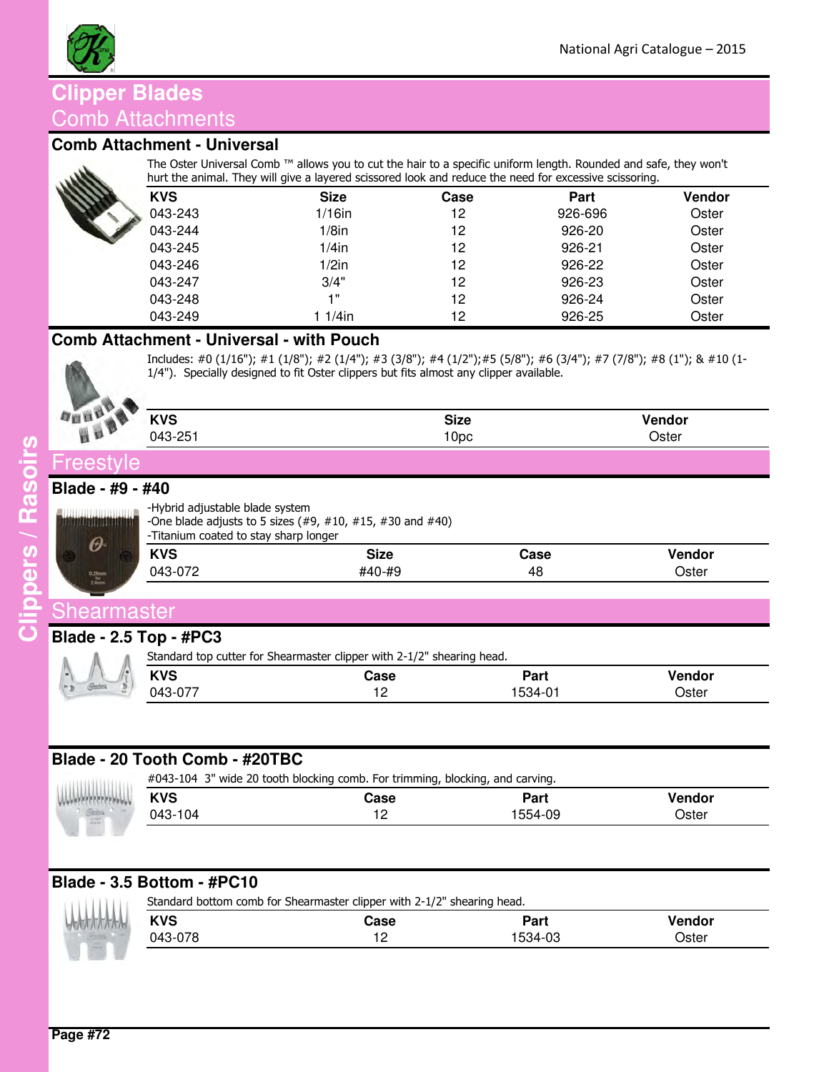# Clipper Blades

## Comb Attachments

### Comb Attachment - Universal

The Oster Universal Comb ™ allows you to cut the hair to a specific uniform length. Rounded and safe, they won't hurt the animal. They will give a layered scissored look and reduce the need for excessive scissoring.

| KVS | Size | Case | Part | Vendor |
|---|---|---|---|---|
| 043-243 | 1/16in | 12 | 926-696 | Oster |
| 043-244 | 1/8in | 12 | 926-20 | Oster |
| 043-245 | 1/4in | 12 | 926-21 | Oster |
| 043-246 | 1/2in | 12 | 926-22 | Oster |
| 043-247 | 3/4" | 12 | 926-23 | Oster |
| 043-248 | 1" | 12 | 926-24 | Oster |
| 043-249 | 1 1/4in | 12 | 926-25 | Oster |

### Comb Attachment - Universal - with Pouch

Includes: #0 (1/16"); #1 (1/8"); #2 (1/4"); #3 (3/8"); #4 (1/2");#5 (5/8"); #6 (3/4"); #7 (7/8"); #8 (1"); & #10 (1-1/4"). Specially designed to fit Oster clippers but fits almost any clipper available.

| KVS | Size | Vendor |
|---|---|---|
| 043-251 | 10pc | Oster |

## Freestyle

### Blade - #9 - #40

-Hybrid adjustable blade system
-One blade adjusts to 5 sizes (#9, #10, #15, #30 and #40)
-Titanium coated to stay sharp longer

| KVS | Size | Case | Vendor |
|---|---|---|---|
| 043-072 | #40-#9 | 48 | Oster |

## Shearmaster

### Blade - 2.5 Top - #PC3

Standard top cutter for Shearmaster clipper with 2-1/2" shearing head.

| KVS | Case | Part | Vendor |
|---|---|---|---|
| 043-077 | 12 | 1534-01 | Oster |

### Blade - 20 Tooth Comb - #20TBC

#043-104 3" wide 20 tooth blocking comb. For trimming, blocking, and carving.

| KVS | Case | Part | Vendor |
|---|---|---|---|
| 043-104 | 12 | 1554-09 | Oster |

### Blade - 3.5 Bottom - #PC10

Standard bottom comb for Shearmaster clipper with 2-1/2" shearing head.

| KVS | Case | Part | Vendor |
|---|---|---|---|
| 043-078 | 12 | 1534-03 | Oster |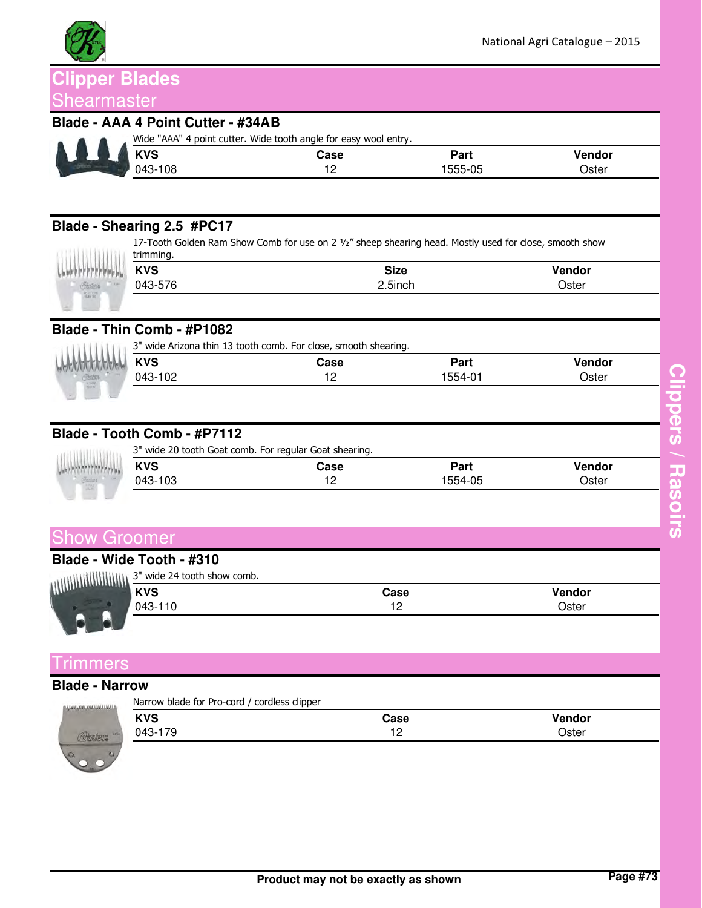# Clipper Blades

## Shearmaster

### Blade - AAA 4 Point Cutter - #34AB

Wide "AAA" 4 point cutter. Wide tooth angle for easy wool entry.

| KVS | Case | Part | Vendor |
|---|---|---|---|
| 043-108 | 12 | 1555-05 | Oster |

### Blade - Shearing 2.5 #PC17

17-Tooth Golden Ram Show Comb for use on 2 ½" sheep shearing head. Mostly used for close, smooth show trimming.

| KVS | Size | Vendor |
|---|---|---|
| 043-576 | 2.5inch | Oster |

### Blade - Thin Comb - #P1082

3" wide Arizona thin 13 tooth comb. For close, smooth shearing.

| KVS | Case | Part | Vendor |
|---|---|---|---|
| 043-102 | 12 | 1554-01 | Oster |

### Blade - Tooth Comb - #P7112

3" wide 20 tooth Goat comb. For regular Goat shearing.

| KVS | Case | Part | Vendor |
|---|---|---|---|
| 043-103 | 12 | 1554-05 | Oster |

## Show Groomer

### Blade - Wide Tooth - #310

3" wide 24 tooth show comb.

| KVS | Case | Vendor |
|---|---|---|
| 043-110 | 12 | Oster |

## Trimmers

### Blade - Narrow

Narrow blade for Pro-cord / cordless clipper

| KVS | Case | Vendor |
|---|---|---|
| 043-179 | 12 | Oster |

**Product may not be exactly as shown**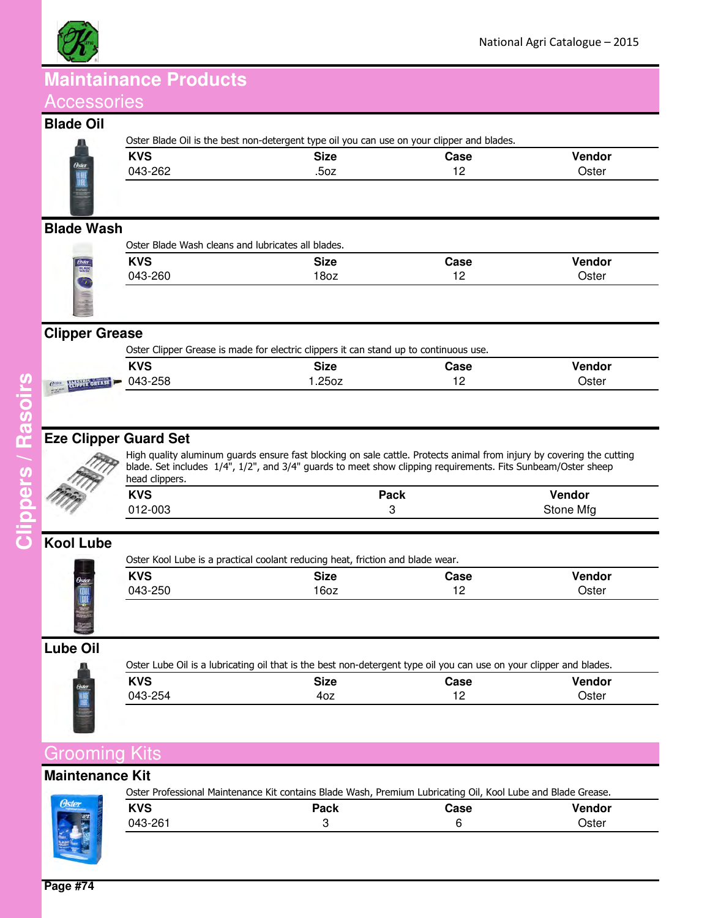# Maintainance Products

## Accessories

### Blade Oil

Oster Blade Oil is the best non-detergent type oil you can use on your clipper and blades.

| KVS | Size | Case | Vendor |
|---|---|---|---|
| 043-262 | .5oz | 12 | Oster |

### Blade Wash

Oster Blade Wash cleans and lubricates all blades.

| KVS | Size | Case | Vendor |
|---|---|---|---|
| 043-260 | 18oz | 12 | Oster |

### Clipper Grease

Oster Clipper Grease is made for electric clippers it can stand up to continuous use.

| KVS | Size | Case | Vendor |
|---|---|---|---|
| 043-258 | 1.25oz | 12 | Oster |

### Eze Clipper Guard Set

High quality aluminum guards ensure fast blocking on sale cattle. Protects animal from injury by covering the cutting blade. Set includes 1/4", 1/2", and 3/4" guards to meet show clipping requirements. Fits Sunbeam/Oster sheep head clippers.

| KVS | Pack | Vendor |
|---|---|---|
| 012-003 | 3 | Stone Mfg |

### Kool Lube

Oster Kool Lube is a practical coolant reducing heat, friction and blade wear.

| KVS | Size | Case | Vendor |
|---|---|---|---|
| 043-250 | 16oz | 12 | Oster |

### Lube Oil

Oster Lube Oil is a lubricating oil that is the best non-detergent type oil you can use on your clipper and blades.

| KVS | Size | Case | Vendor |
|---|---|---|---|
| 043-254 | 4oz | 12 | Oster |

## Grooming Kits

### Maintenance Kit

Oster Professional Maintenance Kit contains Blade Wash, Premium Lubricating Oil, Kool Lube and Blade Grease.

| KVS | Pack | Case | Vendor |
|---|---|---|---|
| 043-261 | 3 | 6 | Oster |